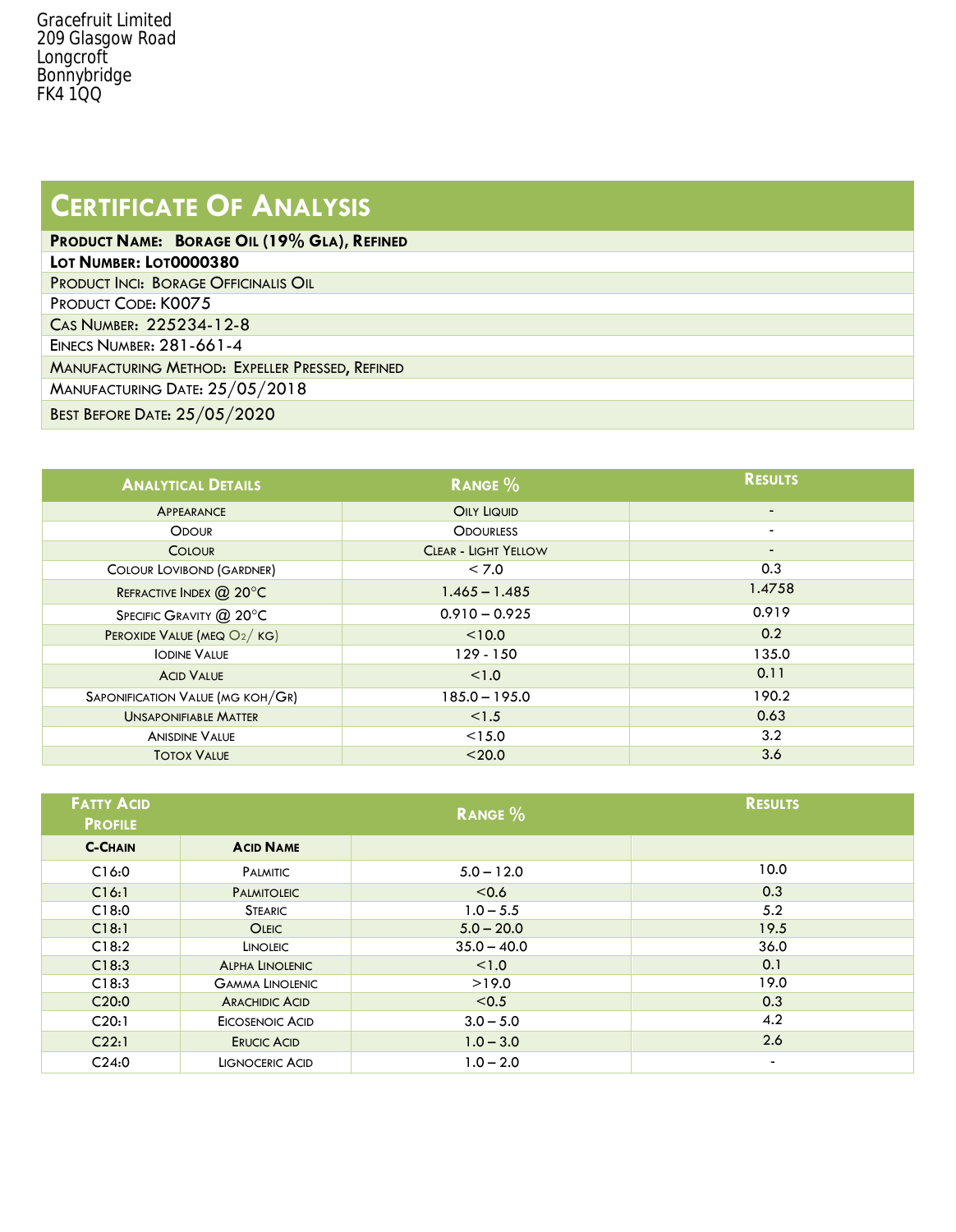Gracefruit Limited
209 Glasgow Road
Longcroft
Bonnybridge
FK4 1QQ

# Certificate Of Analysis

| **Product Name: Borage Oil (19% GLA), Refined** |
|---|
| **Lot Number: LOT0000380** |
| Product INCI: Borage Officinalis Oil |
| Product Code: K0075 |
| CAS Number: 225234-12-8 |
| EINECS Number: 281-661-4 |
| Manufacturing Method: Expeller Pressed, Refined |
| Manufacturing Date: 25/05/2018 |
| Best Before Date: 25/05/2020 |

| Analytical Details | Range % | Results |
|---|---|---|
| Appearance | Oily Liquid | - |
| Odour | Odourless | - |
| Colour | Clear - Light Yellow | - |
| Colour Lovibond (Gardner) | < 7.0 | 0.3 |
| Refractive Index @ 20°C | 1.465 – 1.485 | 1.4758 |
| Specific Gravity @ 20°C | 0.910 – 0.925 | 0.919 |
| Peroxide Value (meq $O_2$/ kg) | <10.0 | 0.2 |
| Iodine Value | 129 - 150 | 135.0 |
| Acid Value | <1.0 | 0.11 |
| Saponification Value (mg KOH/Gr) | 185.0 – 195.0 | 190.2 |
| Unsaponifiable Matter | <1.5 | 0.63 |
| Anisidine Value | <15.0 | 3.2 |
| Totox Value | <20.0 | 3.6 |

| Fatty Acid Profile | | Range % | Results |
|---|---|---|---|
| C-Chain | Acid Name | | |
| C16:0 | Palmitic | 5.0 – 12.0 | 10.0 |
| C16:1 | Palmitoleic | <0.6 | 0.3 |
| C18:0 | Stearic | 1.0 – 5.5 | 5.2 |
| C18:1 | Oleic | 5.0 – 20.0 | 19.5 |
| C18:2 | Linoleic | 35.0 – 40.0 | 36.0 |
| C18:3 | Alpha Linolenic | <1.0 | 0.1 |
| C18:3 | Gamma Linolenic | >19.0 | 19.0 |
| C20:0 | Arachidic Acid | <0.5 | 0.3 |
| C20:1 | Eicosenoic Acid | 3.0 – 5.0 | 4.2 |
| C22:1 | Erucic Acid | 1.0 – 3.0 | 2.6 |
| C24:0 | Lignoceric Acid | 1.0 – 2.0 | - |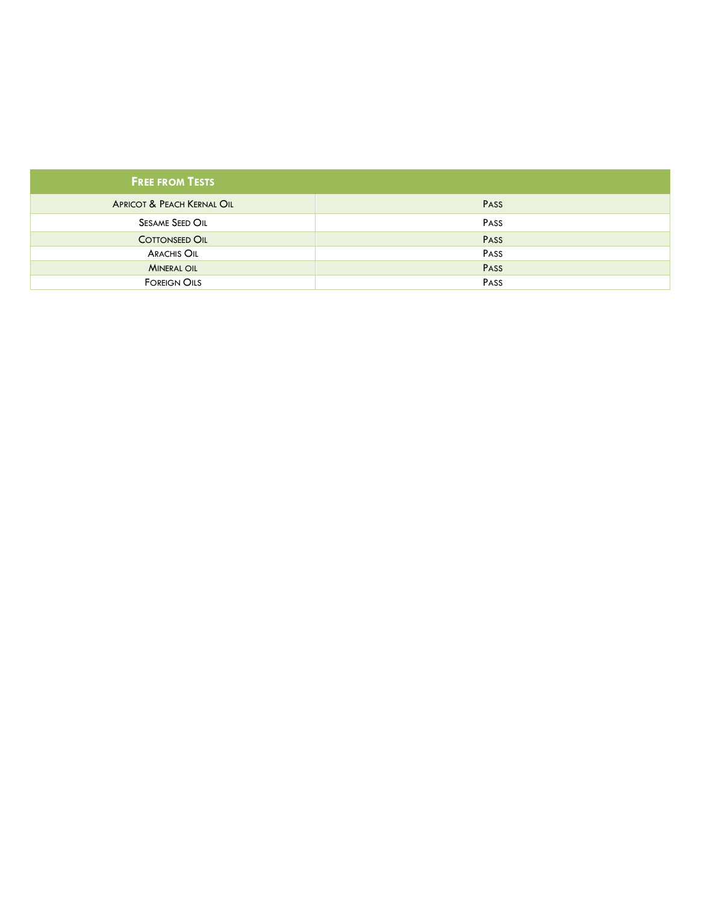| Free from Tests | |
|---|---|
| Apricot & Peach Kernal Oil | Pass |
| Sesame Seed Oil | Pass |
| Cottonseed Oil | Pass |
| Arachis Oil | Pass |
| Mineral oil | Pass |
| Foreign Oils | Pass |